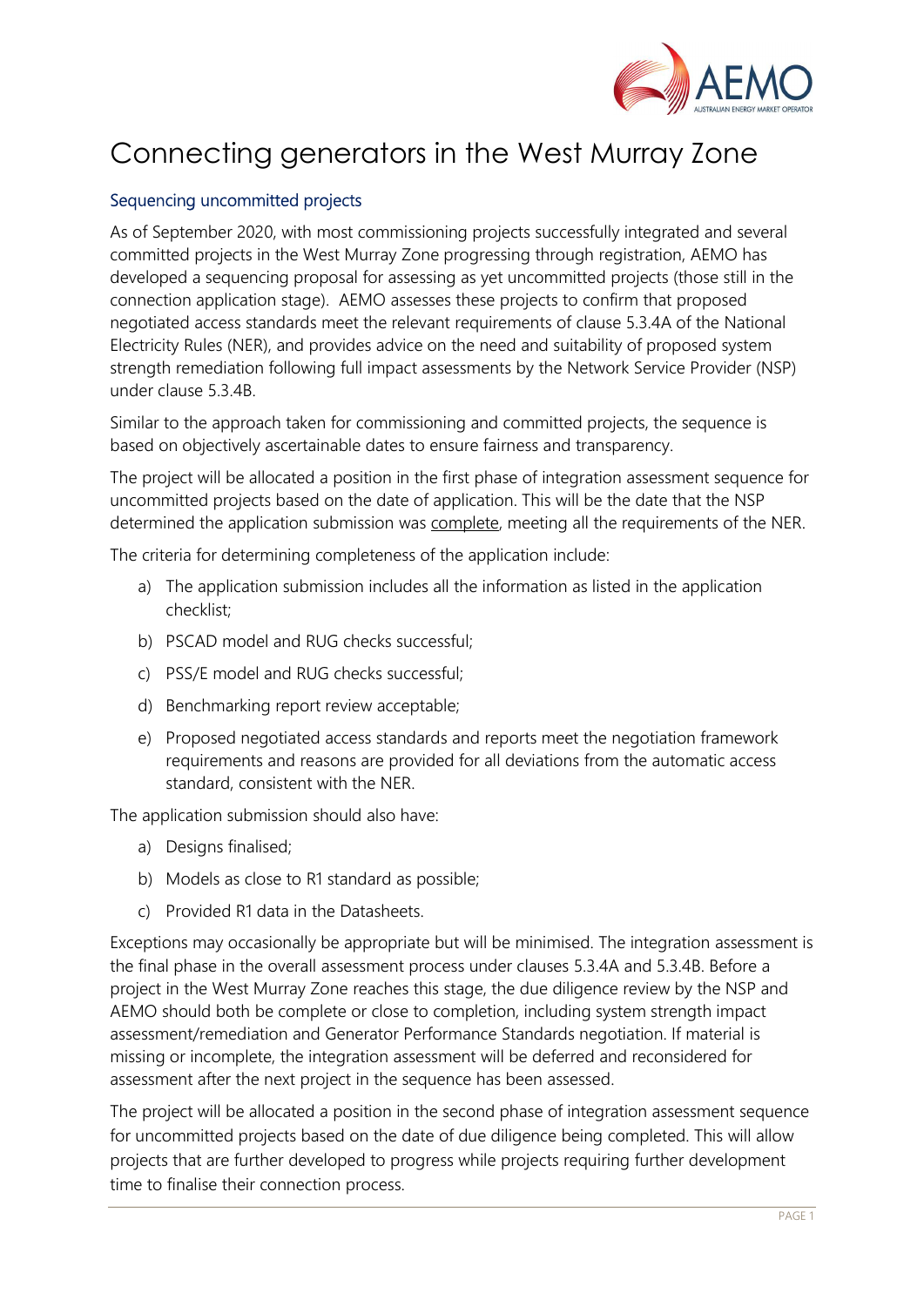# Connecting generators in the West Murray Zone

## Sequencing uncommitted projects

As of September 2020, with most commissioning projects successfully integrated and several committed projects in the West Murray Zone progressing through registration, AEMO has developed a sequencing proposal for assessing as yet uncommitted projects (those still in the connection application stage). AEMO assesses these projects to confirm that proposed negotiated access standards meet the relevant requirements of clause 5.3.4A of the National Electricity Rules (NER), and provides advice on the need and suitability of proposed system strength remediation following full impact assessments by the Network Service Provider (NSP) under clause 5.3.4B.

Similar to the approach taken for commissioning and committed projects, the sequence is based on objectively ascertainable dates to ensure fairness and transparency.

The project will be allocated a position in the first phase of integration assessment sequence for uncommitted projects based on the date of application. This will be the date that the NSP determined the application submission was complete, meeting all the requirements of the NER.

The criteria for determining completeness of the application include:

a) The application submission includes all the information as listed in the application checklist;

b) PSCAD model and RUG checks successful;

c) PSS/E model and RUG checks successful;

d) Benchmarking report review acceptable;

e) Proposed negotiated access standards and reports meet the negotiation framework requirements and reasons are provided for all deviations from the automatic access standard, consistent with the NER.

The application submission should also have:

a) Designs finalised;

b) Models as close to R1 standard as possible;

c) Provided R1 data in the Datasheets.

Exceptions may occasionally be appropriate but will be minimised. The integration assessment is the final phase in the overall assessment process under clauses 5.3.4A and 5.3.4B. Before a project in the West Murray Zone reaches this stage, the due diligence review by the NSP and AEMO should both be complete or close to completion, including system strength impact assessment/remediation and Generator Performance Standards negotiation. If material is missing or incomplete, the integration assessment will be deferred and reconsidered for assessment after the next project in the sequence has been assessed.

The project will be allocated a position in the second phase of integration assessment sequence for uncommitted projects based on the date of due diligence being completed. This will allow projects that are further developed to progress while projects requiring further development time to finalise their connection process.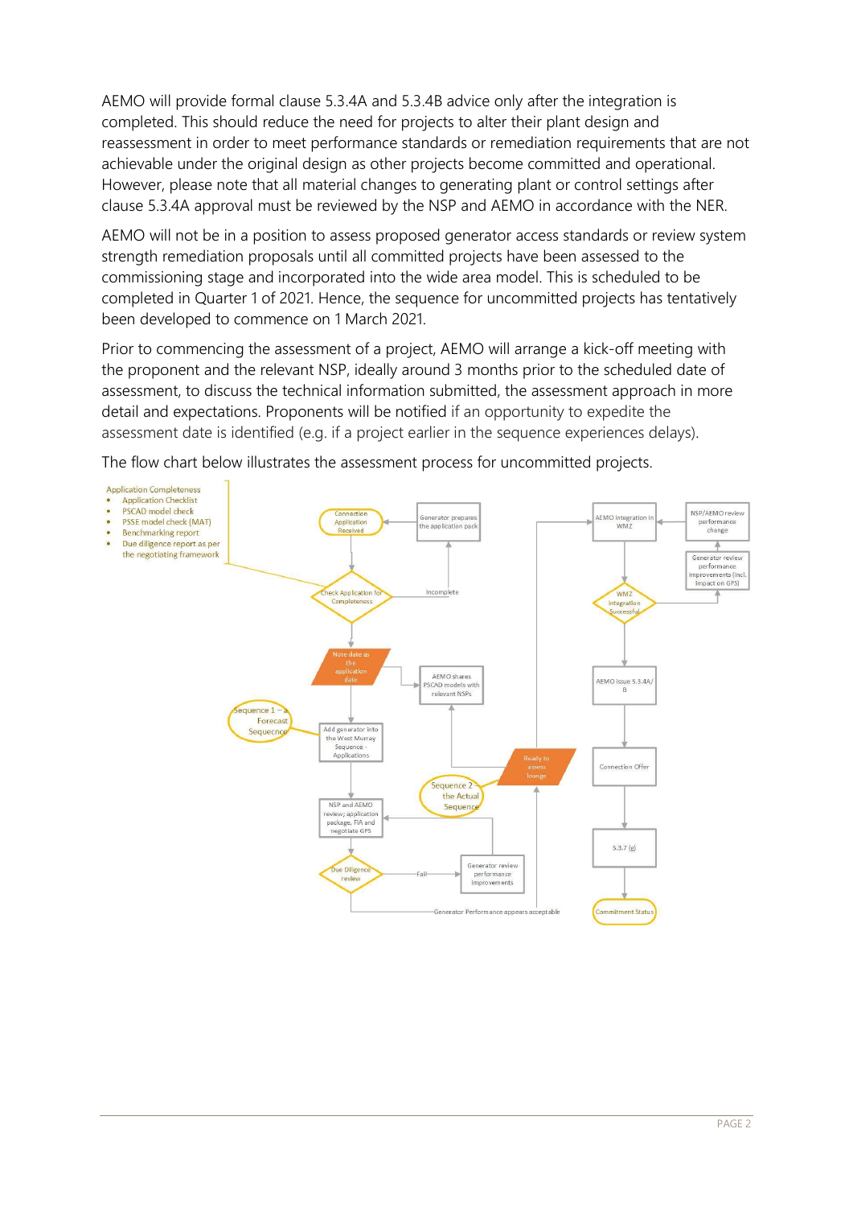AEMO will provide formal clause 5.3.4A and 5.3.4B advice only after the integration is completed. This should reduce the need for projects to alter their plant design and reassessment in order to meet performance standards or remediation requirements that are not achievable under the original design as other projects become committed and operational. However, please note that all material changes to generating plant or control settings after clause 5.3.4A approval must be reviewed by the NSP and AEMO in accordance with the NER.

AEMO will not be in a position to assess proposed generator access standards or review system strength remediation proposals until all committed projects have been assessed to the commissioning stage and incorporated into the wide area model. This is scheduled to be completed in Quarter 1 of 2021. Hence, the sequence for uncommitted projects has tentatively been developed to commence on 1 March 2021.

Prior to commencing the assessment of a project, AEMO will arrange a kick-off meeting with the proponent and the relevant NSP, ideally around 3 months prior to the scheduled date of assessment, to discuss the technical information submitted, the assessment approach in more detail and expectations. Proponents will be notified if an opportunity to expedite the assessment date is identified (e.g. if a project earlier in the sequence experiences delays).

The flow chart below illustrates the assessment process for uncommitted projects.

Application Completeness
- Application Checklist
- PSCAD model check
- PSSE model check (MAT)
- Benchmarking report
- Due diligence report as per the negotiating framework

Connection Application Received

Generator prepares the application pack

Check Application for Completeness

Incomplete

Note date as the application date

AEMO shares PSCAD models with relevant NSPs

Sequence 1 – a Forecast Sequence

Add generator into the West Murray Sequence - Applications

Ready to assess lounge

Sequence 2 – the Actual Sequence

NSP and AEMO review; application package, FIA and negotiate GPS

Due Diligence review

Fail

Generator review performance improvements

Generator Performance appears acceptable

AEMO integration in WMZ

NSP/AEMO review performance change

Generator review performance improvements (incl. impact on GPS)

WMZ integration Successful

AEMO issue 5.3.4A/B

Connection Offer

5.3.7 (g)

Commitment Status